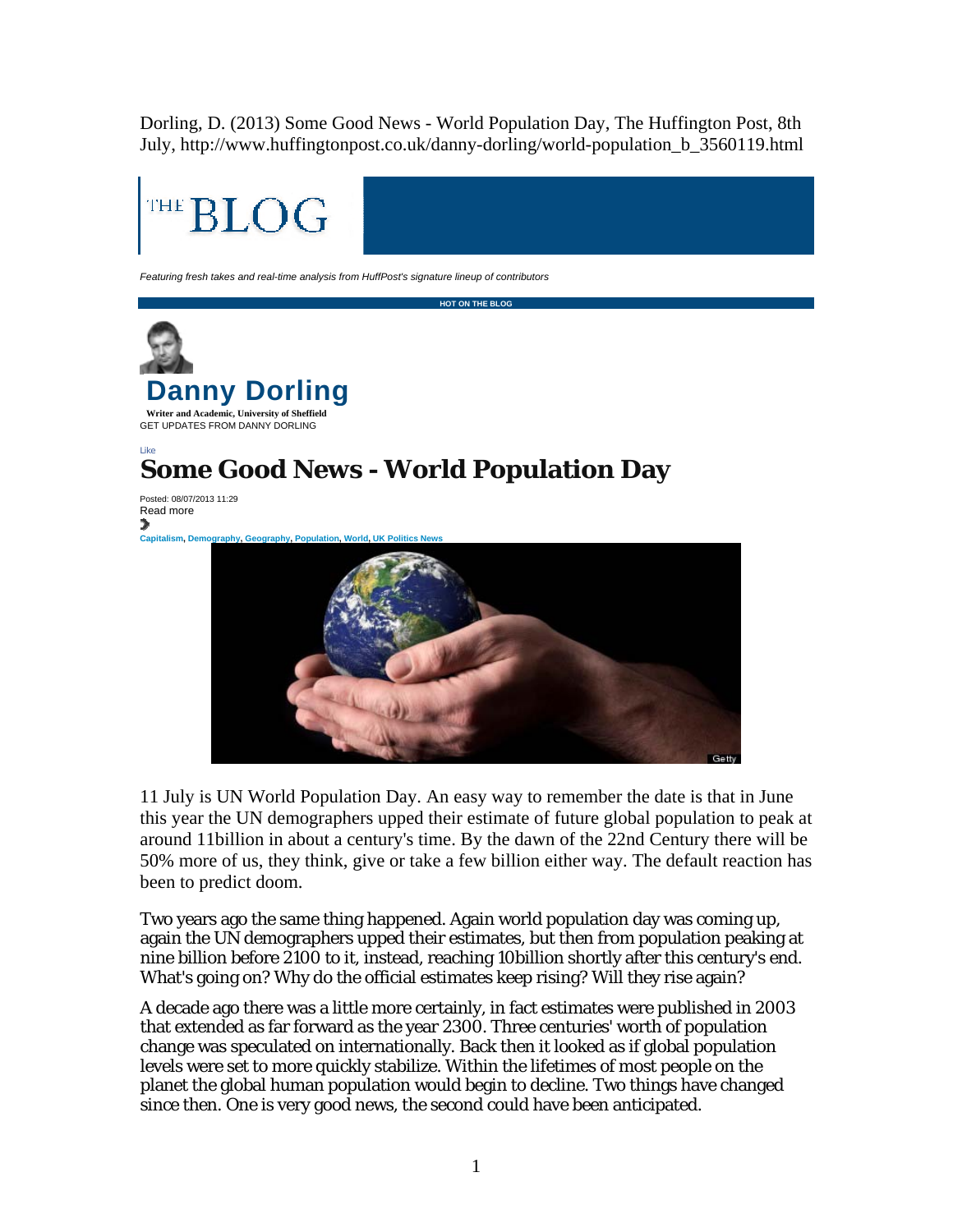Dorling, D. (2013) Some Good News - World Population Day, The Huffington Post, 8th July, http://www.huffingtonpost.co.uk/danny-dorling/world-population_b_3560119.html

THE BLOG

*Featuring fresh takes and real-time analysis from HuffPost's signature lineup of contributors*

HOT ON THE BLOG

## Danny Dorling

**Writer and Academic, University of Sheffield**

GET UPDATES FROM DANNY DORLING

Like

# Some Good News - World Population Day

Posted: 08/07/2013 11:29

Read more

Capitalism, Demography, Geography, Population, World, UK Politics News

Getty

11 July is UN World Population Day. An easy way to remember the date is that in June this year the UN demographers upped their estimate of future global population to peak at around 11billion in about a century's time. By the dawn of the 22nd Century there will be 50% more of us, they think, give or take a few billion either way. The default reaction has been to predict doom.

Two years ago the same thing happened. Again world population day was coming up, again the UN demographers upped their estimates, but then from population peaking at nine billion before 2100 to it, instead, reaching 10billion shortly after this century's end. What's going on? Why do the official estimates keep rising? Will they rise again?

A decade ago there was a little more certainly, in fact estimates were published in 2003 that extended as far forward as the year 2300. Three centuries' worth of population change was speculated on internationally. Back then it looked as if global population levels were set to more quickly stabilize. Within the lifetimes of most people on the planet the global human population would begin to decline. Two things have changed since then. One is very good news, the second could have been anticipated.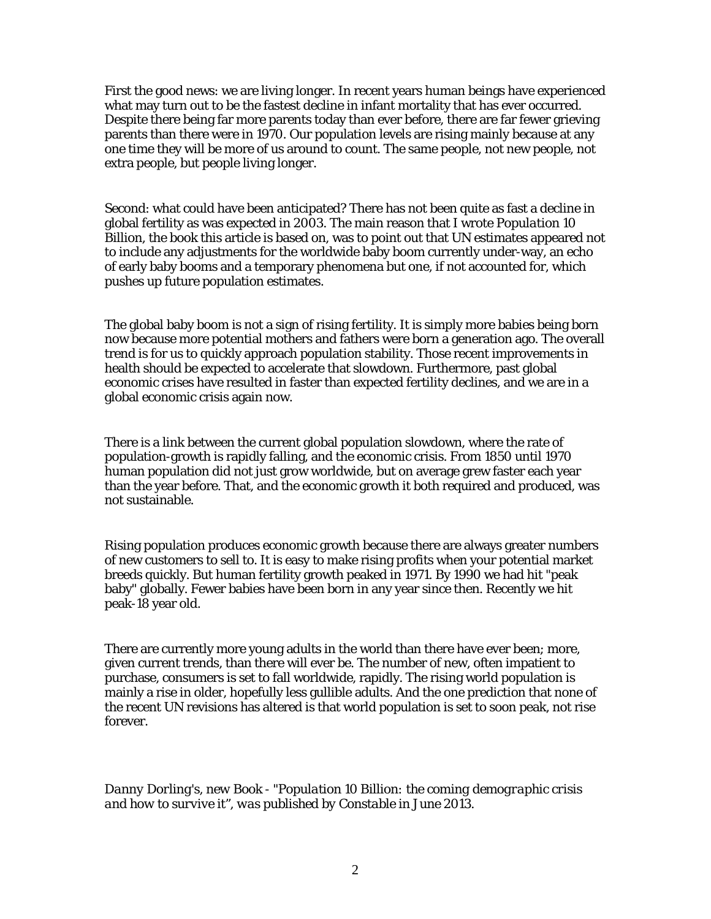First the good news: we are living longer. In recent years human beings have experienced what may turn out to be the fastest decline in infant mortality that has ever occurred. Despite there being far more parents today than ever before, there are far fewer grieving parents than there were in 1970. Our population levels are rising mainly because at any one time they will be more of us around to count. The same people, not new people, not extra people, but people living longer.

Second: what could have been anticipated? There has not been quite as fast a decline in global fertility as was expected in 2003. The main reason that I wrote *Population 10 Billion*, the book this article is based on, was to point out that UN estimates appeared not to include any adjustments for the worldwide baby boom currently under-way, an echo of early baby booms and a temporary phenomena but one, if not accounted for, which pushes up future population estimates.

The global baby boom is not a sign of rising fertility. It is simply more babies being born now because more potential mothers and fathers were born a generation ago. The overall trend is for us to quickly approach population stability. Those recent improvements in health should be expected to accelerate that slowdown. Furthermore, past global economic crises have resulted in faster than expected fertility declines, and we are in a global economic crisis again now.

There is a link between the current global population slowdown, where the rate of population-growth is rapidly falling, and the economic crisis. From 1850 until 1970 human population did not just grow worldwide, but on average grew faster each year than the year before. That, and the economic growth it both required and produced, was not sustainable.

Rising population produces economic growth because there are always greater numbers of new customers to sell to. It is easy to make rising profits when your potential market breeds quickly. But human fertility growth peaked in 1971. By 1990 we had hit "peak baby" globally. Fewer babies have been born in any year since then. Recently we hit peak-18 year old.

There are currently more young adults in the world than there have ever been; more, given current trends, than there will ever be. The number of new, often impatient to purchase, consumers is set to fall worldwide, rapidly. The rising world population is mainly a rise in older, hopefully less gullible adults. And the one prediction that none of the recent UN revisions has altered is that world population is set to soon peak, not rise forever.

*Danny Dorling's, new Book - "Population 10 Billion: the coming demographic crisis and how to survive it", was published by Constable in June 2013.*